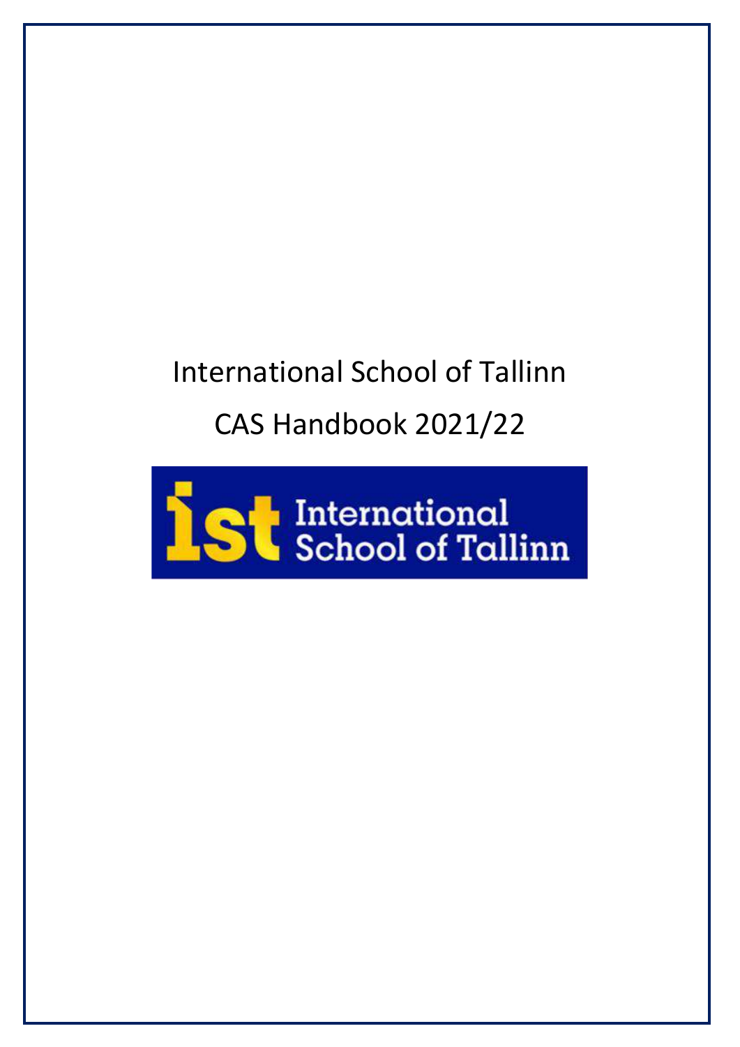# International School of Tallinn

# CAS Handbook 2021/22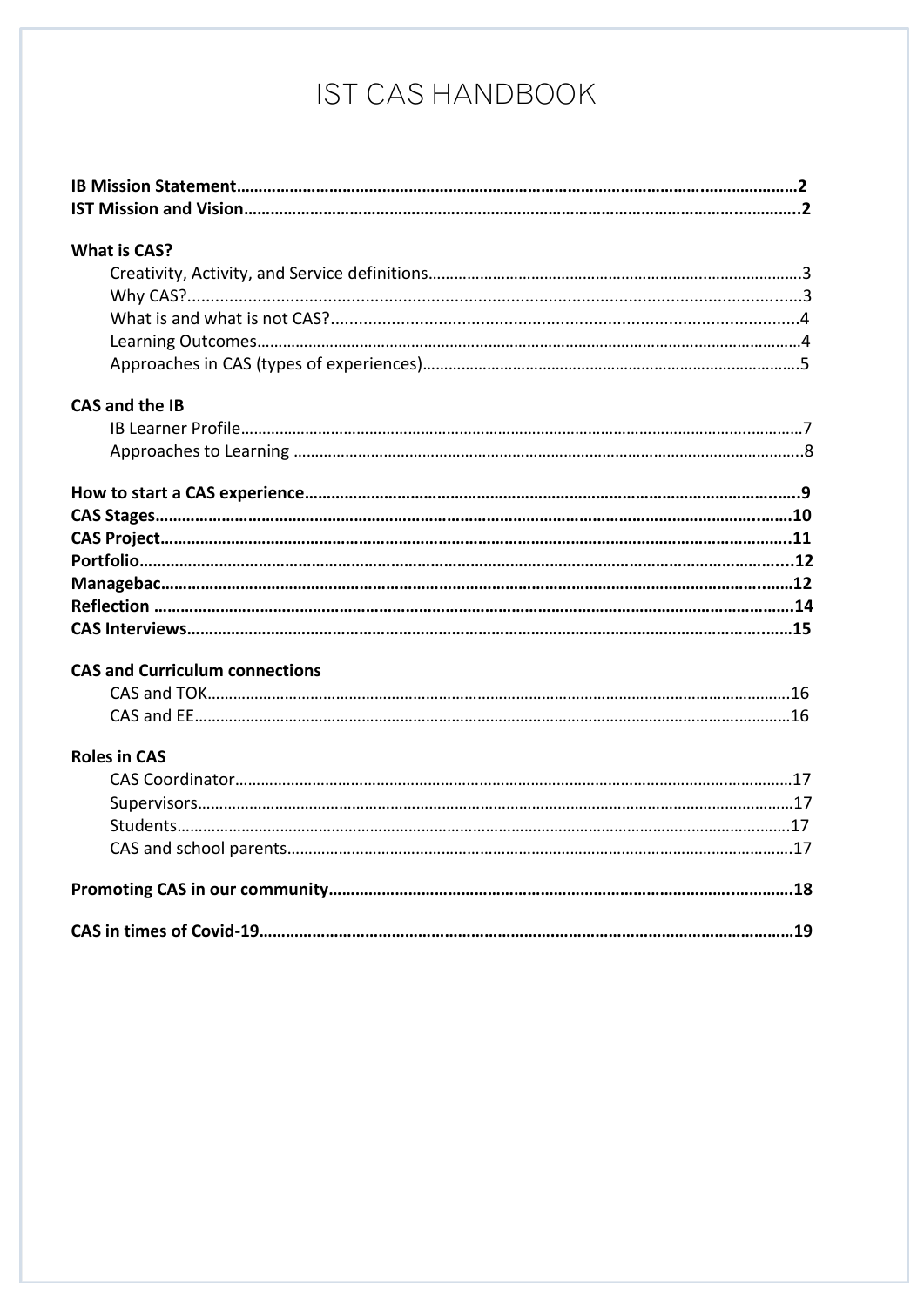# IST CAS HANDBOOK

**IB Mission Statement**......................................................................................**2**
**IST Mission and Vision**.....................................................................................**2**

**What is CAS?**
- Creativity, Activity, and Service definitions.........................................................3
- Why CAS?...........................................................................................................3
- What is and what is not CAS?...........................................................................4
- Learning Outcomes............................................................................................4
- Approaches in CAS (types of experiences)........................................................5

**CAS and the IB**
- IB Learner Profile................................................................................................7
- Approaches to Learning.....................................................................................8

**How to start a CAS experience**........................................................................**9**
**CAS Stages**......................................................................................................**10**
**CAS Project**.....................................................................................................**11**
**Portfolio**...........................................................................................................**12**
**Managebac**.......................................................................................................**12**
**Reflection**.........................................................................................................**14**
**CAS Interviews**................................................................................................**15**

**CAS and Curriculum connections**
- CAS and TOK....................................................................................................16
- CAS and EE.......................................................................................................16

**Roles in CAS**
- CAS Coordinator...............................................................................................17
- Supervisors.......................................................................................................17
- Students............................................................................................................17
- CAS and school parents....................................................................................17

**Promoting CAS in our community**..................................................................**18**

**CAS in times of Covid-19**................................................................................**19**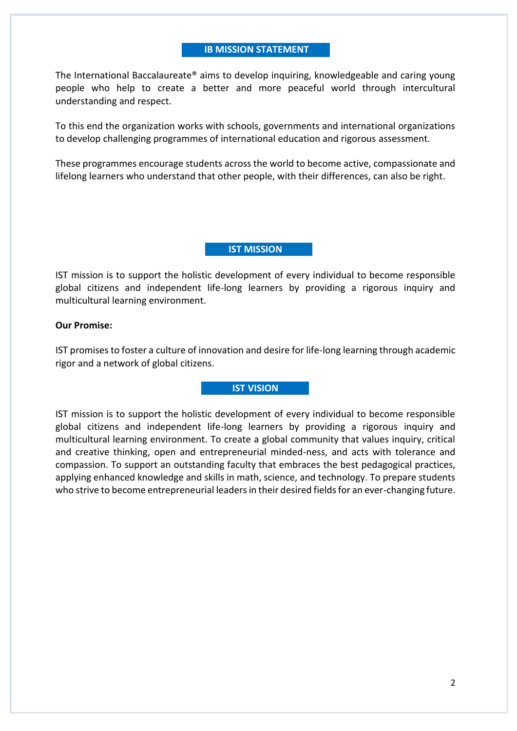## IB MISSION STATEMENT

The International Baccalaureate® aims to develop inquiring, knowledgeable and caring young people who help to create a better and more peaceful world through intercultural understanding and respect.

To this end the organization works with schools, governments and international organizations to develop challenging programmes of international education and rigorous assessment.

These programmes encourage students across the world to become active, compassionate and lifelong learners who understand that other people, with their differences, can also be right.

## IST MISSION

IST mission is to support the holistic development of every individual to become responsible global citizens and independent life-long learners by providing a rigorous inquiry and multicultural learning environment.

**Our Promise:**

IST promises to foster a culture of innovation and desire for life-long learning through academic rigor and a network of global citizens.

## IST VISION

IST mission is to support the holistic development of every individual to become responsible global citizens and independent life-long learners by providing a rigorous inquiry and multicultural learning environment. To create a global community that values inquiry, critical and creative thinking, open and entrepreneurial minded-ness, and acts with tolerance and compassion. To support an outstanding faculty that embraces the best pedagogical practices, applying enhanced knowledge and skills in math, science, and technology. To prepare students who strive to become entrepreneurial leaders in their desired fields for an ever-changing future.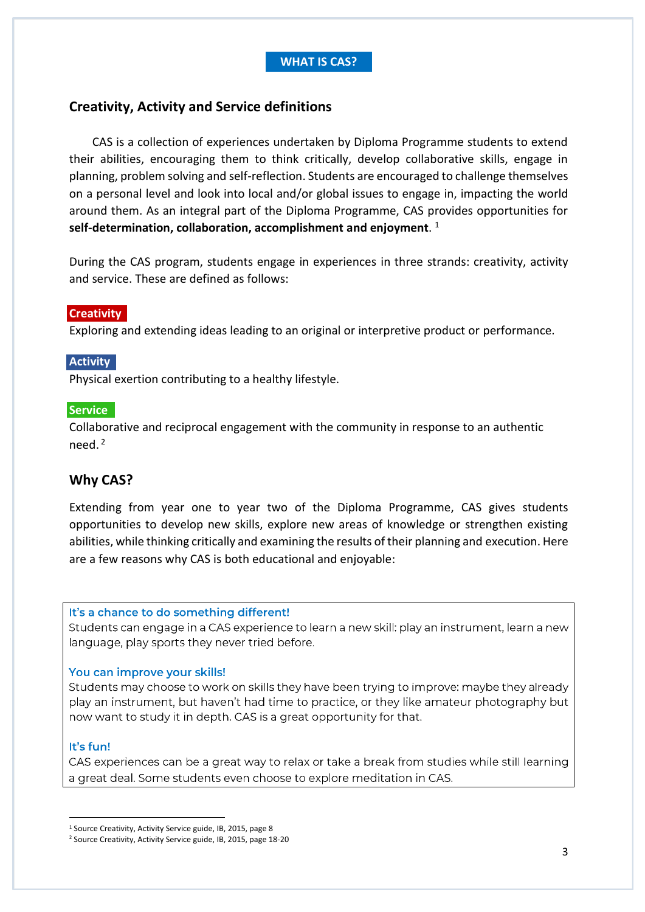# WHAT IS CAS?

## Creativity, Activity and Service definitions

CAS is a collection of experiences undertaken by Diploma Programme students to extend their abilities, encouraging them to think critically, develop collaborative skills, engage in planning, problem solving and self-reflection. Students are encouraged to challenge themselves on a personal level and look into local and/or global issues to engage in, impacting the world around them. As an integral part of the Diploma Programme, CAS provides opportunities for **self-determination, collaboration, accomplishment and enjoyment**. [1]

During the CAS program, students engage in experiences in three strands: creativity, activity and service. These are defined as follows:

**Creativity**

Exploring and extending ideas leading to an original or interpretive product or performance.

**Activity**

Physical exertion contributing to a healthy lifestyle.

**Service**

Collaborative and reciprocal engagement with the community in response to an authentic need. [2]

## Why CAS?

Extending from year one to year two of the Diploma Programme, CAS gives students opportunities to develop new skills, explore new areas of knowledge or strengthen existing abilities, while thinking critically and examining the results of their planning and execution. Here are a few reasons why CAS is both educational and enjoyable:

**It's a chance to do something different!**

Students can engage in a CAS experience to learn a new skill: play an instrument, learn a new language, play sports they never tried before.

**You can improve your skills!**

Students may choose to work on skills they have been trying to improve: maybe they already play an instrument, but haven't had time to practice, or they like amateur photography but now want to study it in depth. CAS is a great opportunity for that.

**It's fun!**

CAS experiences can be a great way to relax or take a break from studies while still learning a great deal. Some students even choose to explore meditation in CAS.

---

[1] Source Creativity, Activity Service guide, IB, 2015, page 8

[2] Source Creativity, Activity Service guide, IB, 2015, page 18-20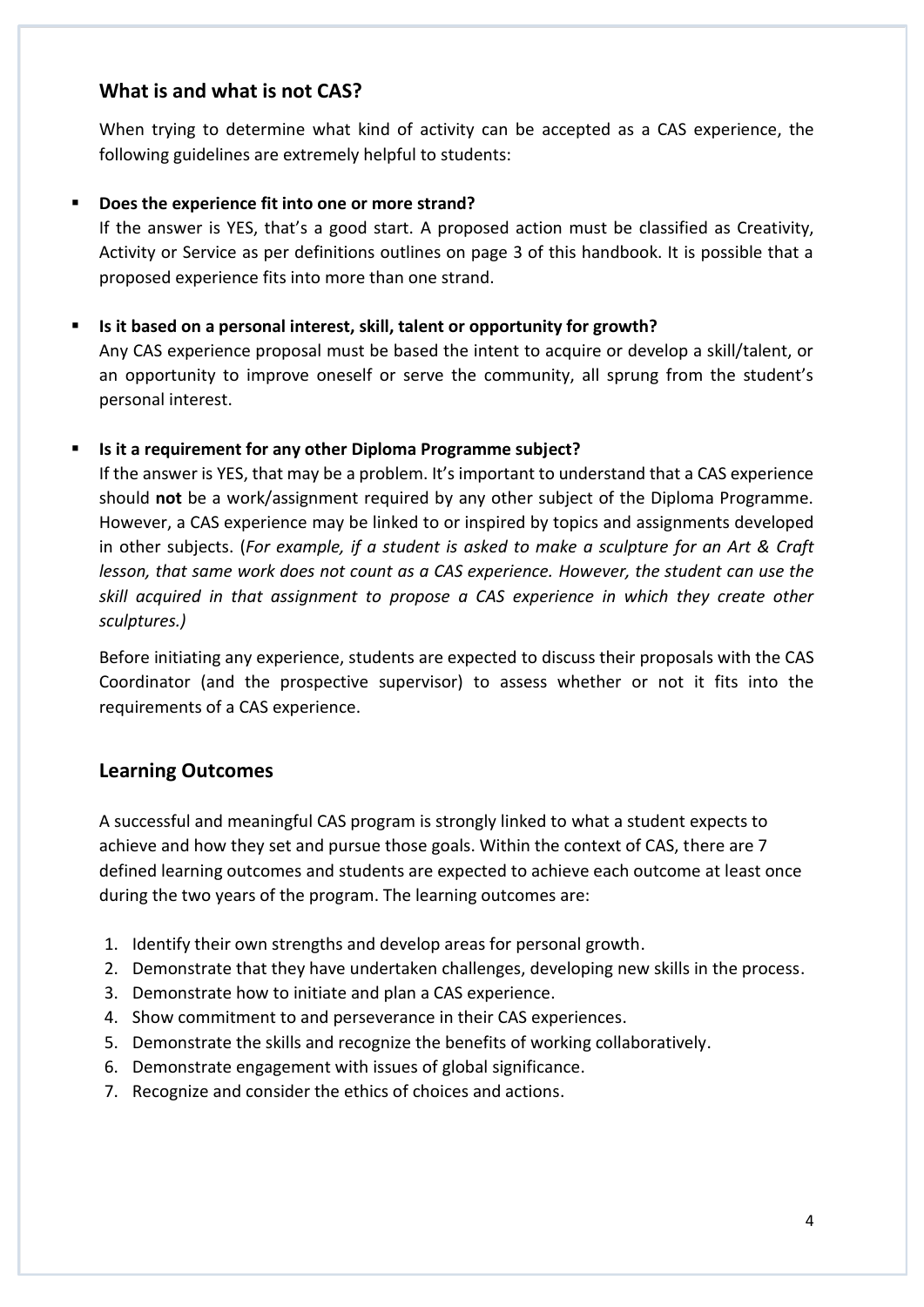## What is and what is not CAS?

When trying to determine what kind of activity can be accepted as a CAS experience, the following guidelines are extremely helpful to students:

- **Does the experience fit into one or more strand?**
  If the answer is YES, that's a good start. A proposed action must be classified as Creativity, Activity or Service as per definitions outlines on page 3 of this handbook. It is possible that a proposed experience fits into more than one strand.

- **Is it based on a personal interest, skill, talent or opportunity for growth?**
  Any CAS experience proposal must be based the intent to acquire or develop a skill/talent, or an opportunity to improve oneself or serve the community, all sprung from the student's personal interest.

- **Is it a requirement for any other Diploma Programme subject?**
  If the answer is YES, that may be a problem. It's important to understand that a CAS experience should **not** be a work/assignment required by any other subject of the Diploma Programme. However, a CAS experience may be linked to or inspired by topics and assignments developed in other subjects. (*For example, if a student is asked to make a sculpture for an Art & Craft lesson, that same work does not count as a CAS experience. However, the student can use the skill acquired in that assignment to propose a CAS experience in which they create other sculptures.)*

  Before initiating any experience, students are expected to discuss their proposals with the CAS Coordinator (and the prospective supervisor) to assess whether or not it fits into the requirements of a CAS experience.

## Learning Outcomes

A successful and meaningful CAS program is strongly linked to what a student expects to achieve and how they set and pursue those goals. Within the context of CAS, there are 7 defined learning outcomes and students are expected to achieve each outcome at least once during the two years of the program. The learning outcomes are:

1. Identify their own strengths and develop areas for personal growth.
2. Demonstrate that they have undertaken challenges, developing new skills in the process.
3. Demonstrate how to initiate and plan a CAS experience.
4. Show commitment to and perseverance in their CAS experiences.
5. Demonstrate the skills and recognize the benefits of working collaboratively.
6. Demonstrate engagement with issues of global significance.
7. Recognize and consider the ethics of choices and actions.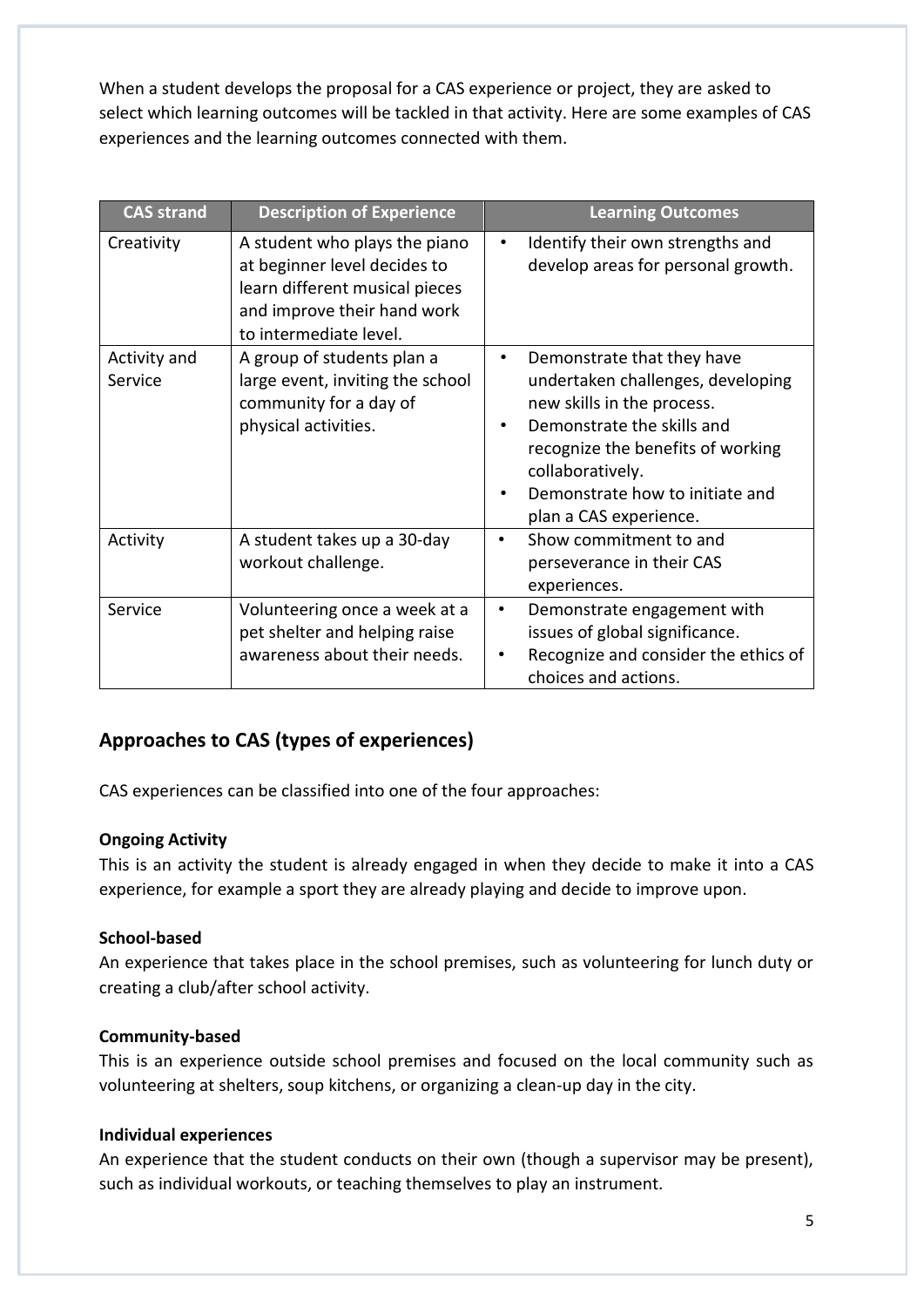When a student develops the proposal for a CAS experience or project, they are asked to select which learning outcomes will be tackled in that activity. Here are some examples of CAS experiences and the learning outcomes connected with them.

| CAS strand | Description of Experience | Learning Outcomes |
| --- | --- | --- |
| Creativity | A student who plays the piano at beginner level decides to learn different musical pieces and improve their hand work to intermediate level. | • Identify their own strengths and develop areas for personal growth. |
| Activity and Service | A group of students plan a large event, inviting the school community for a day of physical activities. | • Demonstrate that they have undertaken challenges, developing new skills in the process.<br>• Demonstrate the skills and recognize the benefits of working collaboratively.<br>• Demonstrate how to initiate and plan a CAS experience. |
| Activity | A student takes up a 30-day workout challenge. | • Show commitment to and perseverance in their CAS experiences. |
| Service | Volunteering once a week at a pet shelter and helping raise awareness about their needs. | • Demonstrate engagement with issues of global significance.<br>• Recognize and consider the ethics of choices and actions. |

## Approaches to CAS (types of experiences)

CAS experiences can be classified into one of the four approaches:

**Ongoing Activity**

This is an activity the student is already engaged in when they decide to make it into a CAS experience, for example a sport they are already playing and decide to improve upon.

**School-based**

An experience that takes place in the school premises, such as volunteering for lunch duty or creating a club/after school activity.

**Community-based**

This is an experience outside school premises and focused on the local community such as volunteering at shelters, soup kitchens, or organizing a clean-up day in the city.

**Individual experiences**

An experience that the student conducts on their own (though a supervisor may be present), such as individual workouts, or teaching themselves to play an instrument.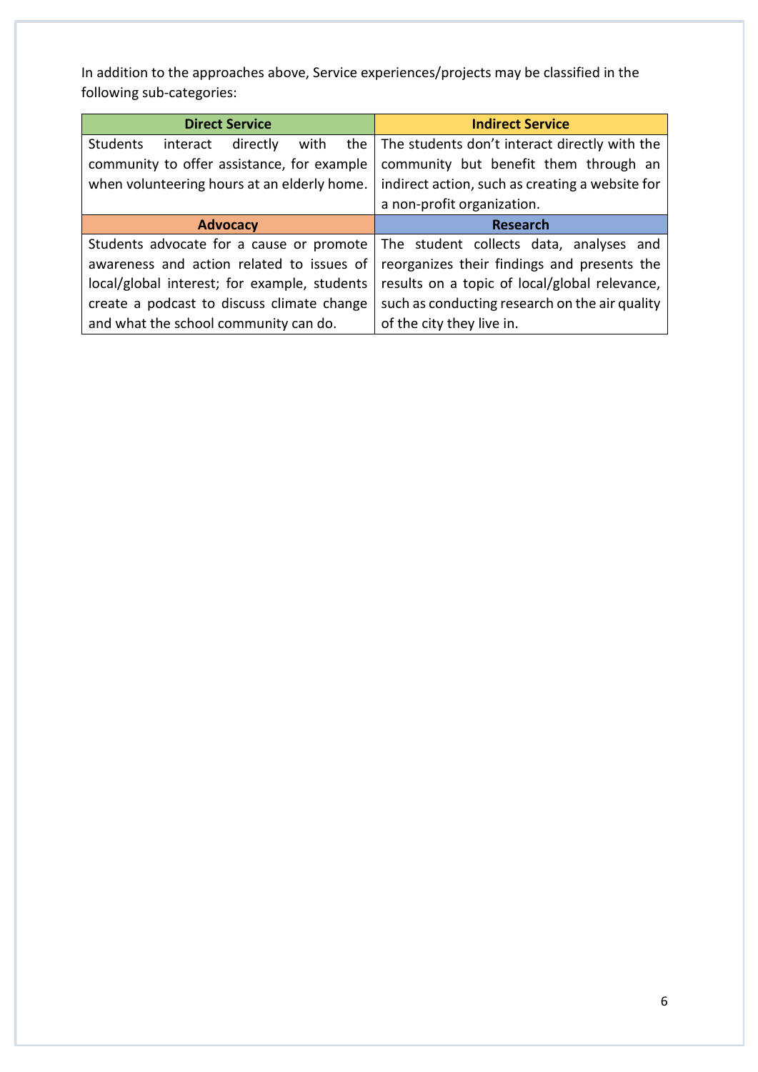In addition to the approaches above, Service experiences/projects may be classified in the following sub-categories:

| Direct Service | Indirect Service |
| --- | --- |
| Students interact directly with the community to offer assistance, for example when volunteering hours at an elderly home. | The students don't interact directly with the community but benefit them through an indirect action, such as creating a website for a non-profit organization. |
| **Advocacy** | **Research** |
| Students advocate for a cause or promote awareness and action related to issues of local/global interest; for example, students create a podcast to discuss climate change and what the school community can do. | The student collects data, analyses and reorganizes their findings and presents the results on a topic of local/global relevance, such as conducting research on the air quality of the city they live in. |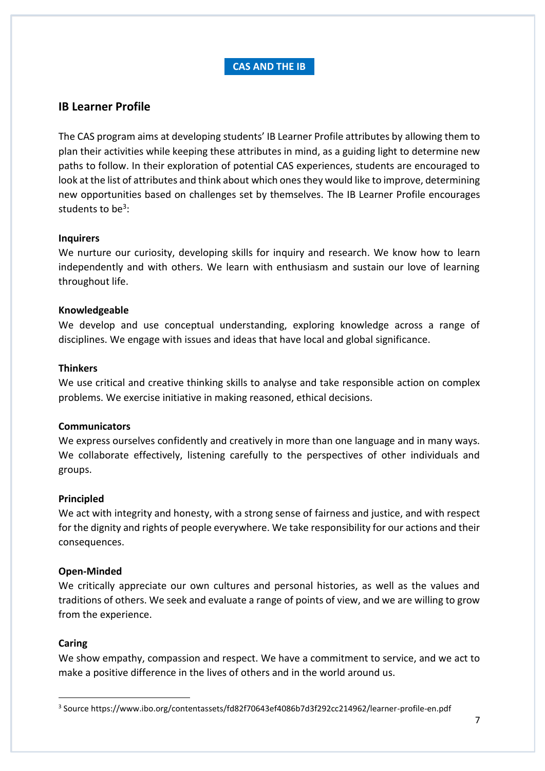**CAS AND THE IB**

## IB Learner Profile

The CAS program aims at developing students' IB Learner Profile attributes by allowing them to plan their activities while keeping these attributes in mind, as a guiding light to determine new paths to follow. In their exploration of potential CAS experiences, students are encouraged to look at the list of attributes and think about which ones they would like to improve, determining new opportunities based on challenges set by themselves. The IB Learner Profile encourages students to be[3]:

**Inquirers**
We nurture our curiosity, developing skills for inquiry and research. We know how to learn independently and with others. We learn with enthusiasm and sustain our love of learning throughout life.

**Knowledgeable**
We develop and use conceptual understanding, exploring knowledge across a range of disciplines. We engage with issues and ideas that have local and global significance.

**Thinkers**
We use critical and creative thinking skills to analyse and take responsible action on complex problems. We exercise initiative in making reasoned, ethical decisions.

**Communicators**
We express ourselves confidently and creatively in more than one language and in many ways. We collaborate effectively, listening carefully to the perspectives of other individuals and groups.

**Principled**
We act with integrity and honesty, with a strong sense of fairness and justice, and with respect for the dignity and rights of people everywhere. We take responsibility for our actions and their consequences.

**Open-Minded**
We critically appreciate our own cultures and personal histories, as well as the values and traditions of others. We seek and evaluate a range of points of view, and we are willing to grow from the experience.

**Caring**
We show empathy, compassion and respect. We have a commitment to service, and we act to make a positive difference in the lives of others and in the world around us.

---

[3] Source https://www.ibo.org/contentassets/fd82f70643ef4086b7d3f292cc214962/learner-profile-en.pdf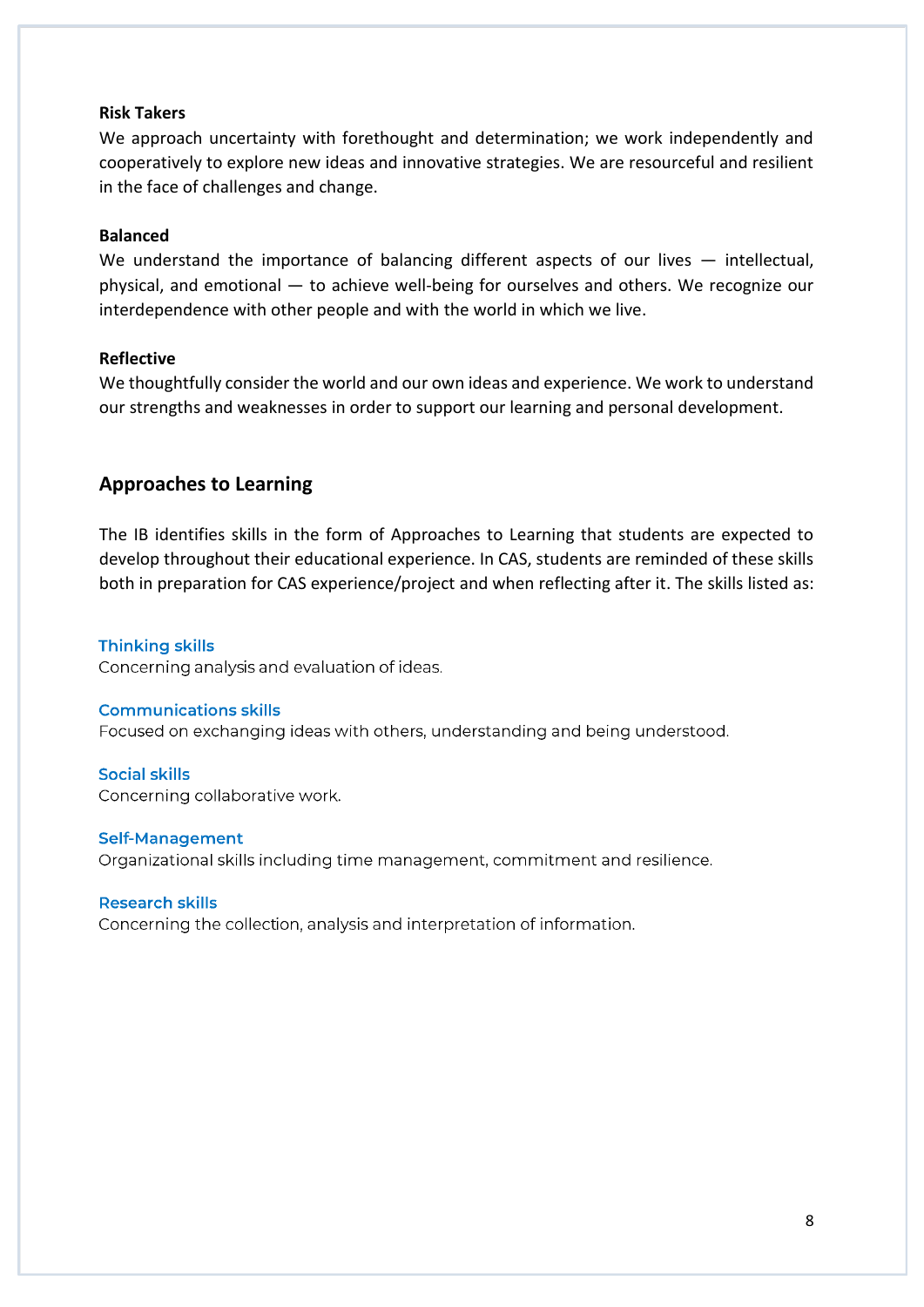**Risk Takers**

We approach uncertainty with forethought and determination; we work independently and cooperatively to explore new ideas and innovative strategies. We are resourceful and resilient in the face of challenges and change.

**Balanced**

We understand the importance of balancing different aspects of our lives — intellectual, physical, and emotional — to achieve well-being for ourselves and others. We recognize our interdependence with other people and with the world in which we live.

**Reflective**

We thoughtfully consider the world and our own ideas and experience. We work to understand our strengths and weaknesses in order to support our learning and personal development.

## Approaches to Learning

The IB identifies skills in the form of Approaches to Learning that students are expected to develop throughout their educational experience. In CAS, students are reminded of these skills both in preparation for CAS experience/project and when reflecting after it. The skills listed as:

### Thinking skills

Concerning analysis and evaluation of ideas.

### Communications skills

Focused on exchanging ideas with others, understanding and being understood.

### Social skills

Concerning collaborative work.

### Self-Management

Organizational skills including time management, commitment and resilience.

### Research skills

Concerning the collection, analysis and interpretation of information.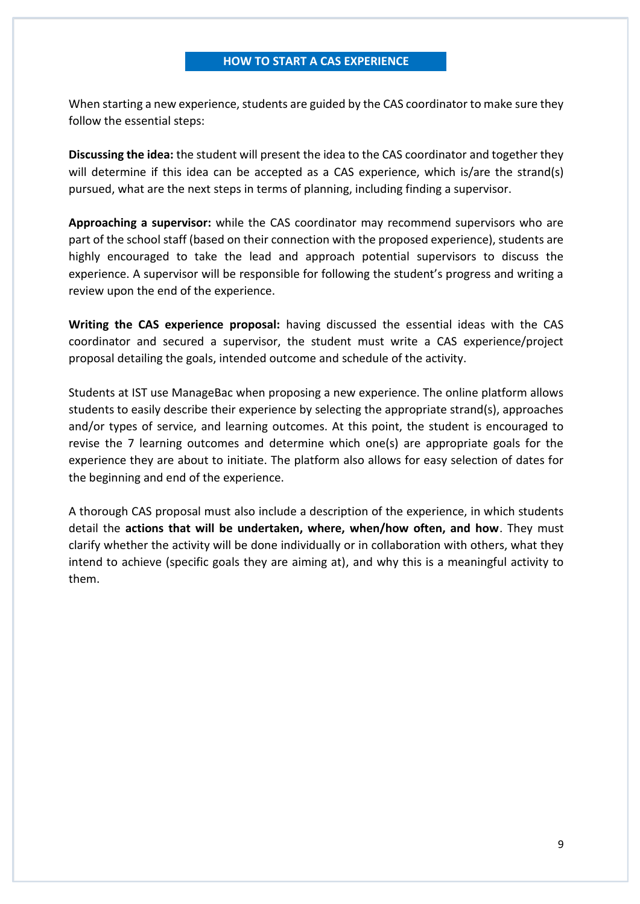## HOW TO START A CAS EXPERIENCE

When starting a new experience, students are guided by the CAS coordinator to make sure they follow the essential steps:

**Discussing the idea:** the student will present the idea to the CAS coordinator and together they will determine if this idea can be accepted as a CAS experience, which is/are the strand(s) pursued, what are the next steps in terms of planning, including finding a supervisor.

**Approaching a supervisor:** while the CAS coordinator may recommend supervisors who are part of the school staff (based on their connection with the proposed experience), students are highly encouraged to take the lead and approach potential supervisors to discuss the experience. A supervisor will be responsible for following the student's progress and writing a review upon the end of the experience.

**Writing the CAS experience proposal:** having discussed the essential ideas with the CAS coordinator and secured a supervisor, the student must write a CAS experience/project proposal detailing the goals, intended outcome and schedule of the activity.

Students at IST use ManageBac when proposing a new experience. The online platform allows students to easily describe their experience by selecting the appropriate strand(s), approaches and/or types of service, and learning outcomes. At this point, the student is encouraged to revise the 7 learning outcomes and determine which one(s) are appropriate goals for the experience they are about to initiate. The platform also allows for easy selection of dates for the beginning and end of the experience.

A thorough CAS proposal must also include a description of the experience, in which students detail the **actions that will be undertaken, where, when/how often, and how**. They must clarify whether the activity will be done individually or in collaboration with others, what they intend to achieve (specific goals they are aiming at), and why this is a meaningful activity to them.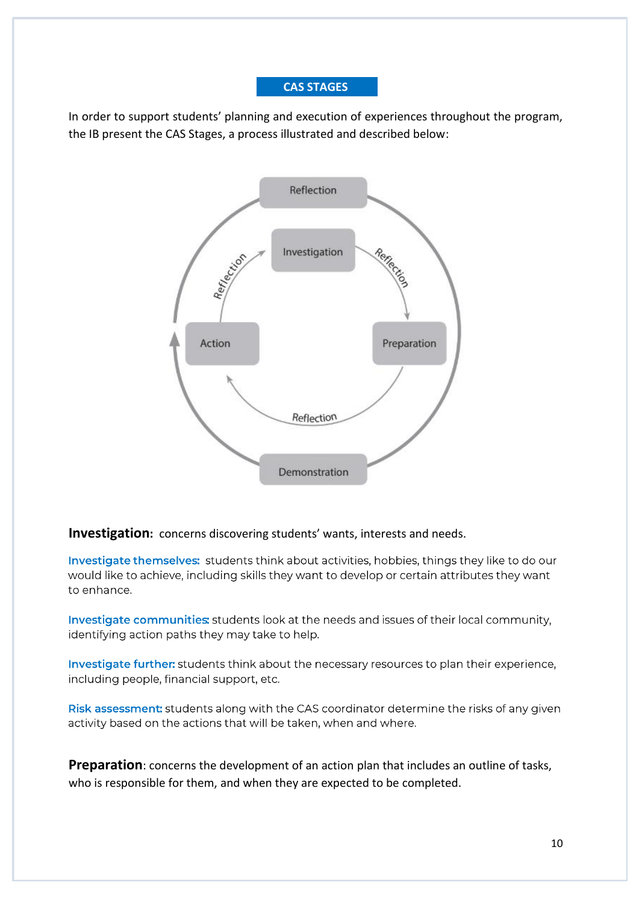## CAS STAGES

In order to support students' planning and execution of experiences throughout the program, the IB present the CAS Stages, a process illustrated and described below:

**Investigation**: concerns discovering students' wants, interests and needs.

Investigate themselves: students think about activities, hobbies, things they like to do our would like to achieve, including skills they want to develop or certain attributes they want to enhance.

Investigate communities: students look at the needs and issues of their local community, identifying action paths they may take to help.

Investigate further: students think about the necessary resources to plan their experience, including people, financial support, etc.

Risk assessment: students along with the CAS coordinator determine the risks of any given activity based on the actions that will be taken, when and where.

**Preparation**: concerns the development of an action plan that includes an outline of tasks, who is responsible for them, and when they are expected to be completed.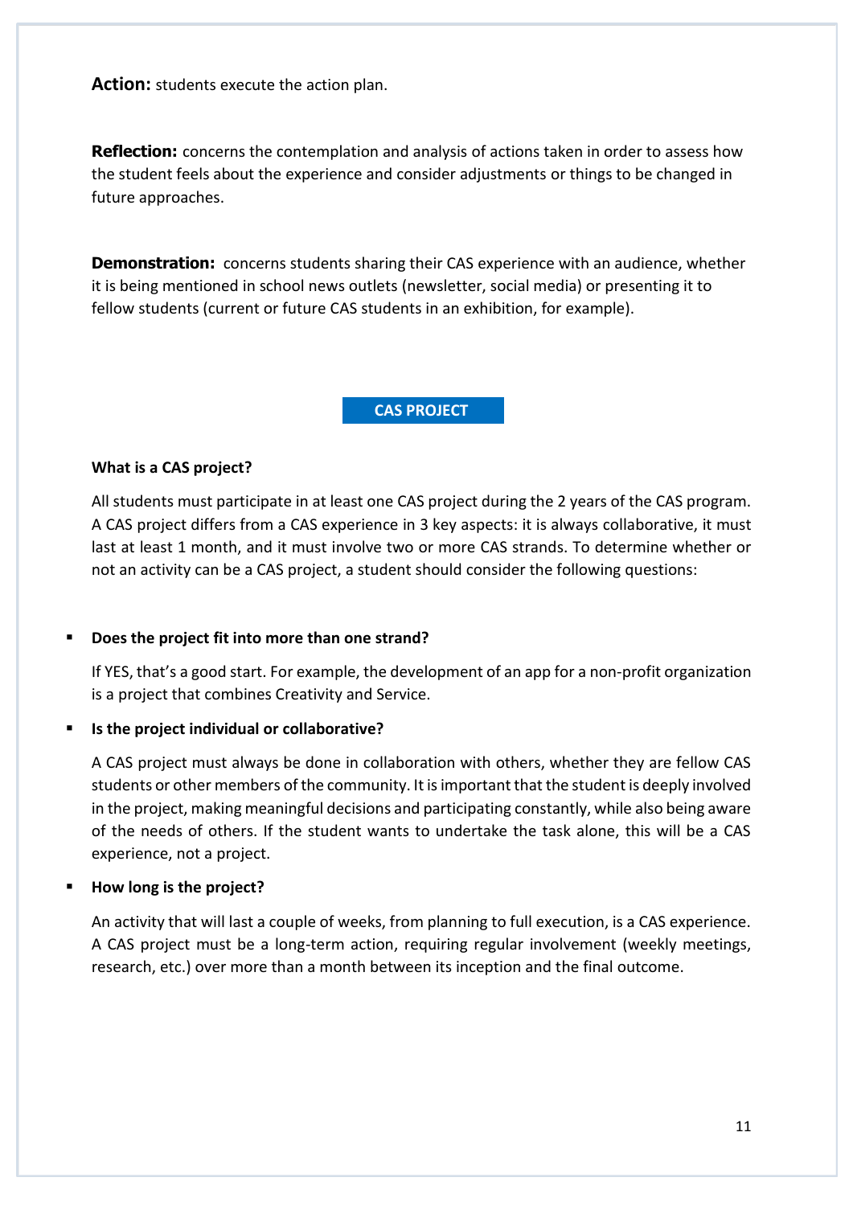**Action:** students execute the action plan.

**Reflection:** concerns the contemplation and analysis of actions taken in order to assess how the student feels about the experience and consider adjustments or things to be changed in future approaches.

**Demonstration:** concerns students sharing their CAS experience with an audience, whether it is being mentioned in school news outlets (newsletter, social media) or presenting it to fellow students (current or future CAS students in an exhibition, for example).

## CAS PROJECT

### What is a CAS project?

All students must participate in at least one CAS project during the 2 years of the CAS program. A CAS project differs from a CAS experience in 3 key aspects: it is always collaborative, it must last at least 1 month, and it must involve two or more CAS strands. To determine whether or not an activity can be a CAS project, a student should consider the following questions:

- **Does the project fit into more than one strand?**

  If YES, that's a good start. For example, the development of an app for a non-profit organization is a project that combines Creativity and Service.

- **Is the project individual or collaborative?**

  A CAS project must always be done in collaboration with others, whether they are fellow CAS students or other members of the community. It is important that the student is deeply involved in the project, making meaningful decisions and participating constantly, while also being aware of the needs of others. If the student wants to undertake the task alone, this will be a CAS experience, not a project.

- **How long is the project?**

  An activity that will last a couple of weeks, from planning to full execution, is a CAS experience. A CAS project must be a long-term action, requiring regular involvement (weekly meetings, research, etc.) over more than a month between its inception and the final outcome.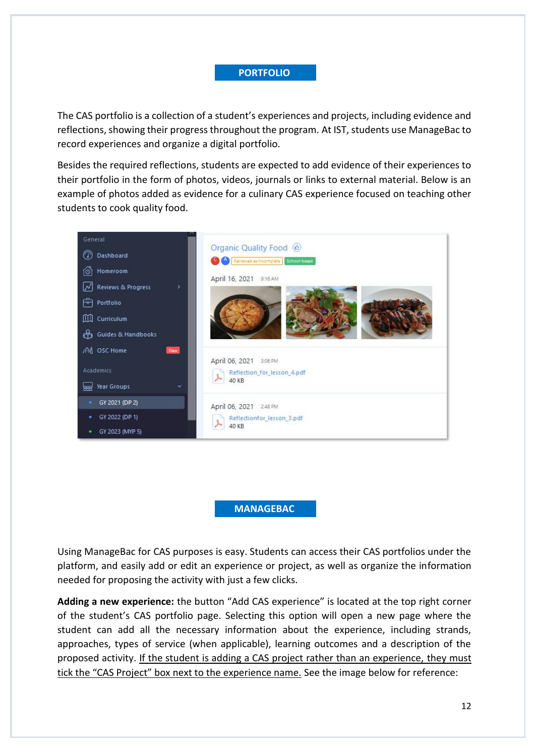## PORTFOLIO

The CAS portfolio is a collection of a student's experiences and projects, including evidence and reflections, showing their progress throughout the program. At IST, students use ManageBac to record experiences and organize a digital portfolio.

Besides the required reflections, students are expected to add evidence of their experiences to their portfolio in the form of photos, videos, journals or links to external material. Below is an example of photos added as evidence for a culinary CAS experience focused on teaching other students to cook quality food.

## MANAGEBAC

Using ManageBac for CAS purposes is easy. Students can access their CAS portfolios under the platform, and easily add or edit an experience or project, as well as organize the information needed for proposing the activity with just a few clicks.

**Adding a new experience:** the button "Add CAS experience" is located at the top right corner of the student's CAS portfolio page. Selecting this option will open a new page where the student can add all the necessary information about the experience, including strands, approaches, types of service (when applicable), learning outcomes and a description of the proposed activity. <u>If the student is adding a CAS project rather than an experience, they must tick the "CAS Project" box next to the experience name.</u> See the image below for reference: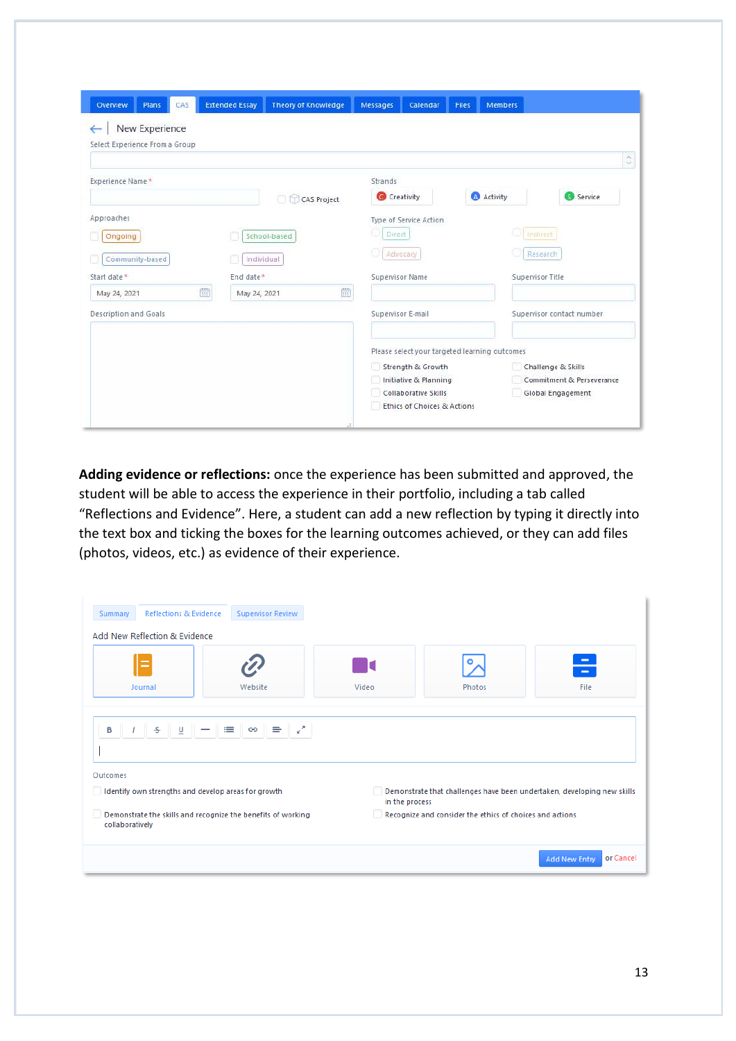Overview | Plans | CAS | Extended Essay | Theory of Knowledge | Messages | Calendar | Files | Members

New Experience

Select Experience From a Group

Experience Name *

CAS Project

Strands: Creativity | Activity | Service

Approaches: Ongoing | School-based | Community-based | Individual

Type of Service Action: Direct | Indirect | Advocacy | Research

Start date * May 24, 2021

End date * May 24, 2021

Supervisor Name

Supervisor Title

Description and Goals

Supervisor E-mail

Supervisor contact number

Please select your targeted learning outcomes

- Strength & Growth
- Challenge & Skills
- Initiative & Planning
- Commitment & Perseverance
- Collaborative Skills
- Global Engagement
- Ethics of Choices & Actions

**Adding evidence or reflections:** once the experience has been submitted and approved, the student will be able to access the experience in their portfolio, including a tab called "Reflections and Evidence". Here, a student can add a new reflection by typing it directly into the text box and ticking the boxes for the learning outcomes achieved, or they can add files (photos, videos, etc.) as evidence of their experience.

Summary | Reflections & Evidence | Supervisor Review

Add New Reflection & Evidence

Journal | Website | Video | Photos | File

Outcomes

- Identify own strengths and develop areas for growth
- Demonstrate that challenges have been undertaken, developing new skills in the process
- Demonstrate the skills and recognize the benefits of working collaboratively
- Recognize and consider the ethics of choices and actions

Add New Entry or Cancel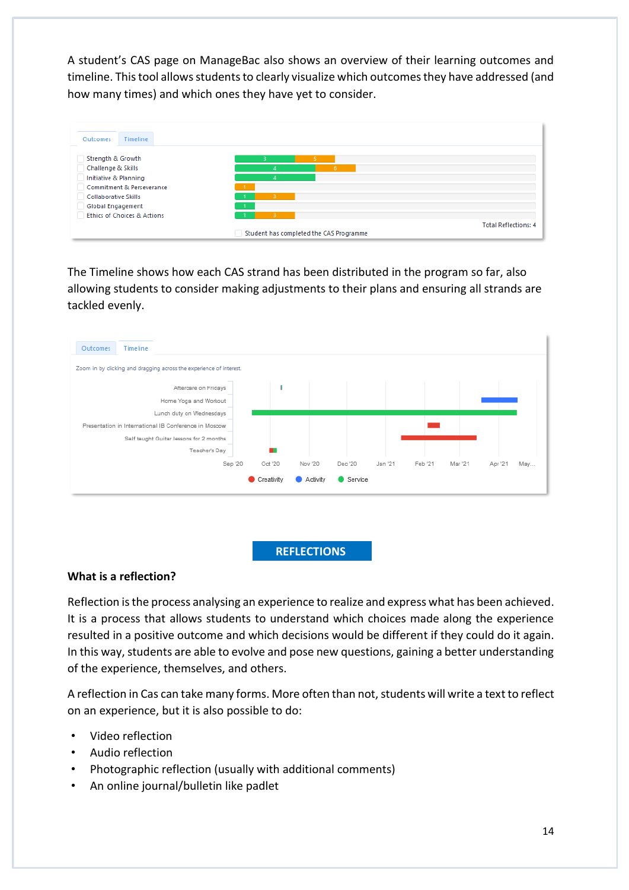A student's CAS page on ManageBac also shows an overview of their learning outcomes and timeline. This tool allows students to clearly visualize which outcomes they have addressed (and how many times) and which ones they have yet to consider.

The Timeline shows how each CAS strand has been distributed in the program so far, also allowing students to consider making adjustments to their plans and ensuring all strands are tackled evenly.

# REFLECTIONS

### What is a reflection?

Reflection is the process analysing an experience to realize and express what has been achieved. It is a process that allows students to understand which choices made along the experience resulted in a positive outcome and which decisions would be different if they could do it again. In this way, students are able to evolve and pose new questions, gaining a better understanding of the experience, themselves, and others.

A reflection in Cas can take many forms. More often than not, students will write a text to reflect on an experience, but it is also possible to do:

- Video reflection
- Audio reflection
- Photographic reflection (usually with additional comments)
- An online journal/bulletin like padlet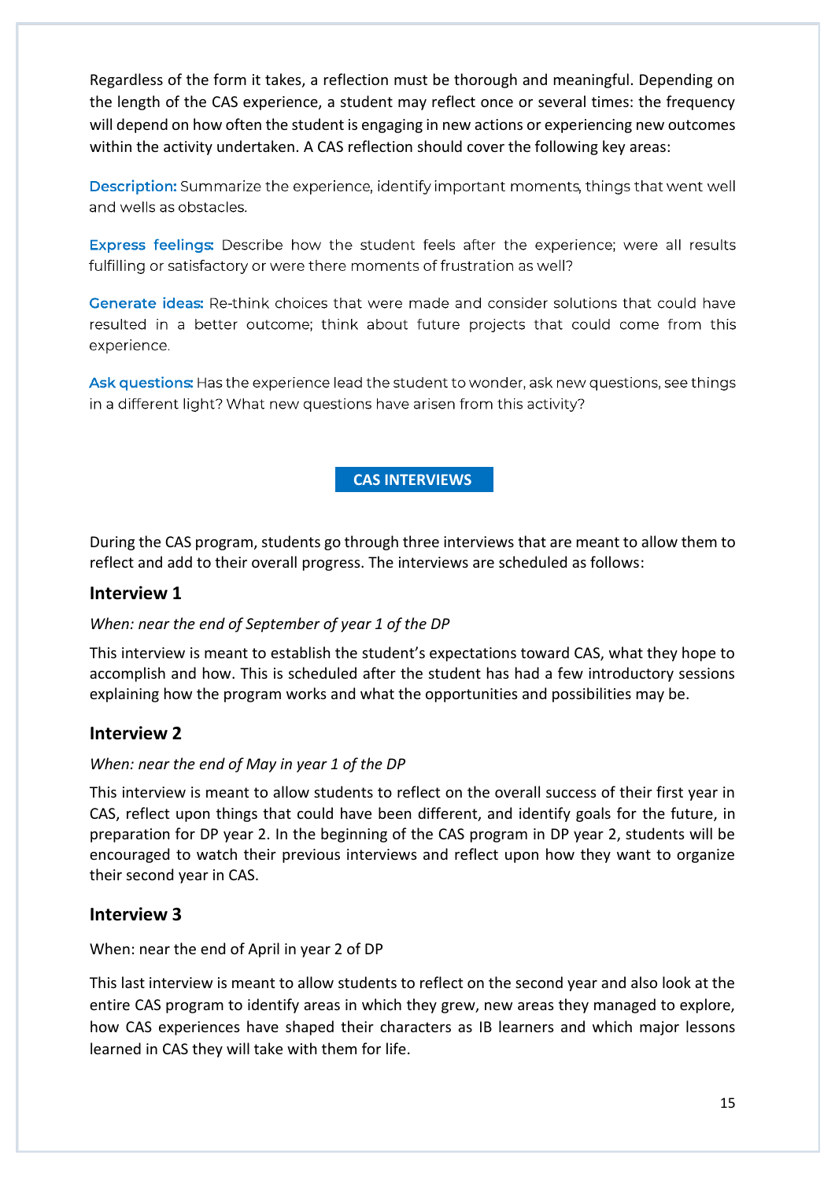Regardless of the form it takes, a reflection must be thorough and meaningful. Depending on the length of the CAS experience, a student may reflect once or several times: the frequency will depend on how often the student is engaging in new actions or experiencing new outcomes within the activity undertaken. A CAS reflection should cover the following key areas:

**Description:** Summarize the experience, identify important moments, things that went well and wells as obstacles.

**Express feelings:** Describe how the student feels after the experience; were all results fulfilling or satisfactory or were there moments of frustration as well?

**Generate ideas:** Re-think choices that were made and consider solutions that could have resulted in a better outcome; think about future projects that could come from this experience.

**Ask questions:** Has the experience lead the student to wonder, ask new questions, see things in a different light? What new questions have arisen from this activity?

## CAS INTERVIEWS

During the CAS program, students go through three interviews that are meant to allow them to reflect and add to their overall progress. The interviews are scheduled as follows:

### Interview 1

*When: near the end of September of year 1 of the DP*

This interview is meant to establish the student's expectations toward CAS, what they hope to accomplish and how. This is scheduled after the student has had a few introductory sessions explaining how the program works and what the opportunities and possibilities may be.

### Interview 2

*When: near the end of May in year 1 of the DP*

This interview is meant to allow students to reflect on the overall success of their first year in CAS, reflect upon things that could have been different, and identify goals for the future, in preparation for DP year 2. In the beginning of the CAS program in DP year 2, students will be encouraged to watch their previous interviews and reflect upon how they want to organize their second year in CAS.

### Interview 3

When: near the end of April in year 2 of DP

This last interview is meant to allow students to reflect on the second year and also look at the entire CAS program to identify areas in which they grew, new areas they managed to explore, how CAS experiences have shaped their characters as IB learners and which major lessons learned in CAS they will take with them for life.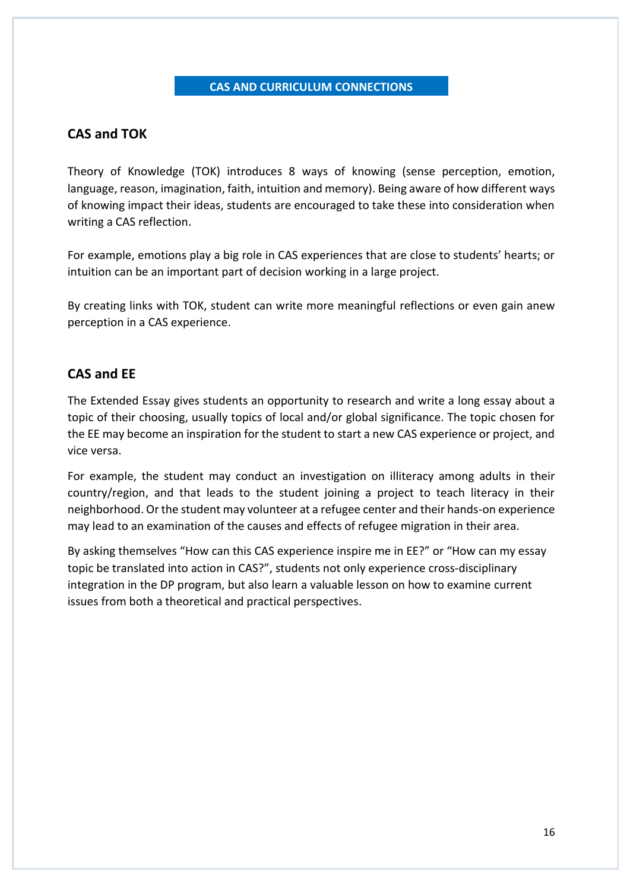## CAS AND CURRICULUM CONNECTIONS

### CAS and TOK

Theory of Knowledge (TOK) introduces 8 ways of knowing (sense perception, emotion, language, reason, imagination, faith, intuition and memory). Being aware of how different ways of knowing impact their ideas, students are encouraged to take these into consideration when writing a CAS reflection.

For example, emotions play a big role in CAS experiences that are close to students' hearts; or intuition can be an important part of decision working in a large project.

By creating links with TOK, student can write more meaningful reflections or even gain anew perception in a CAS experience.

### CAS and EE

The Extended Essay gives students an opportunity to research and write a long essay about a topic of their choosing, usually topics of local and/or global significance. The topic chosen for the EE may become an inspiration for the student to start a new CAS experience or project, and vice versa.

For example, the student may conduct an investigation on illiteracy among adults in their country/region, and that leads to the student joining a project to teach literacy in their neighborhood. Or the student may volunteer at a refugee center and their hands-on experience may lead to an examination of the causes and effects of refugee migration in their area.

By asking themselves "How can this CAS experience inspire me in EE?" or "How can my essay topic be translated into action in CAS?", students not only experience cross-disciplinary integration in the DP program, but also learn a valuable lesson on how to examine current issues from both a theoretical and practical perspectives.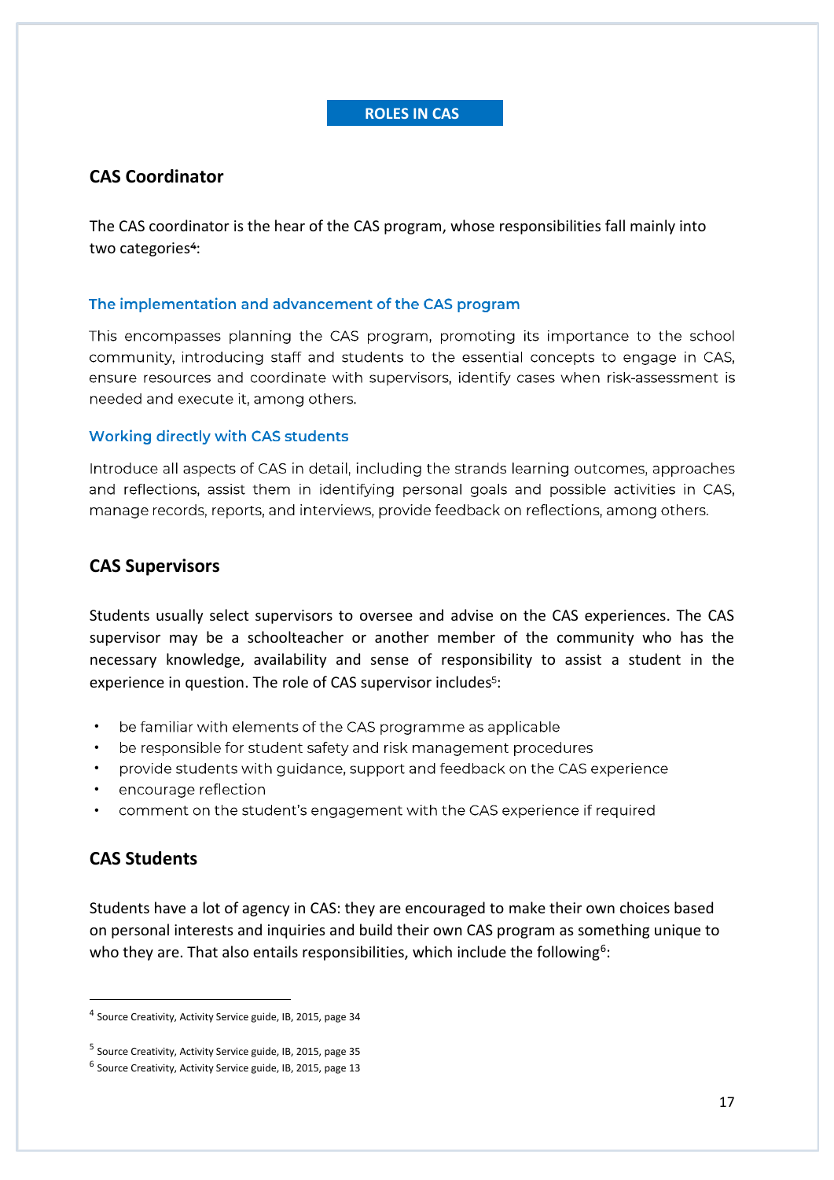## ROLES IN CAS

### CAS Coordinator

The CAS coordinator is the hear of the CAS program, whose responsibilities fall mainly into two categories[4]:

#### The implementation and advancement of the CAS program

This encompasses planning the CAS program, promoting its importance to the school community, introducing staff and students to the essential concepts to engage in CAS, ensure resources and coordinate with supervisors, identify cases when risk-assessment is needed and execute it, among others.

#### Working directly with CAS students

Introduce all aspects of CAS in detail, including the strands learning outcomes, approaches and reflections, assist them in identifying personal goals and possible activities in CAS, manage records, reports, and interviews, provide feedback on reflections, among others.

### CAS Supervisors

Students usually select supervisors to oversee and advise on the CAS experiences. The CAS supervisor may be a schoolteacher or another member of the community who has the necessary knowledge, availability and sense of responsibility to assist a student in the experience in question. The role of CAS supervisor includes[5]:

- be familiar with elements of the CAS programme as applicable
- be responsible for student safety and risk management procedures
- provide students with guidance, support and feedback on the CAS experience
- encourage reflection
- comment on the student's engagement with the CAS experience if required

### CAS Students

Students have a lot of agency in CAS: they are encouraged to make their own choices based on personal interests and inquiries and build their own CAS program as something unique to who they are. That also entails responsibilities, which include the following[6]:

---

[4] Source Creativity, Activity Service guide, IB, 2015, page 34

[5] Source Creativity, Activity Service guide, IB, 2015, page 35

[6] Source Creativity, Activity Service guide, IB, 2015, page 13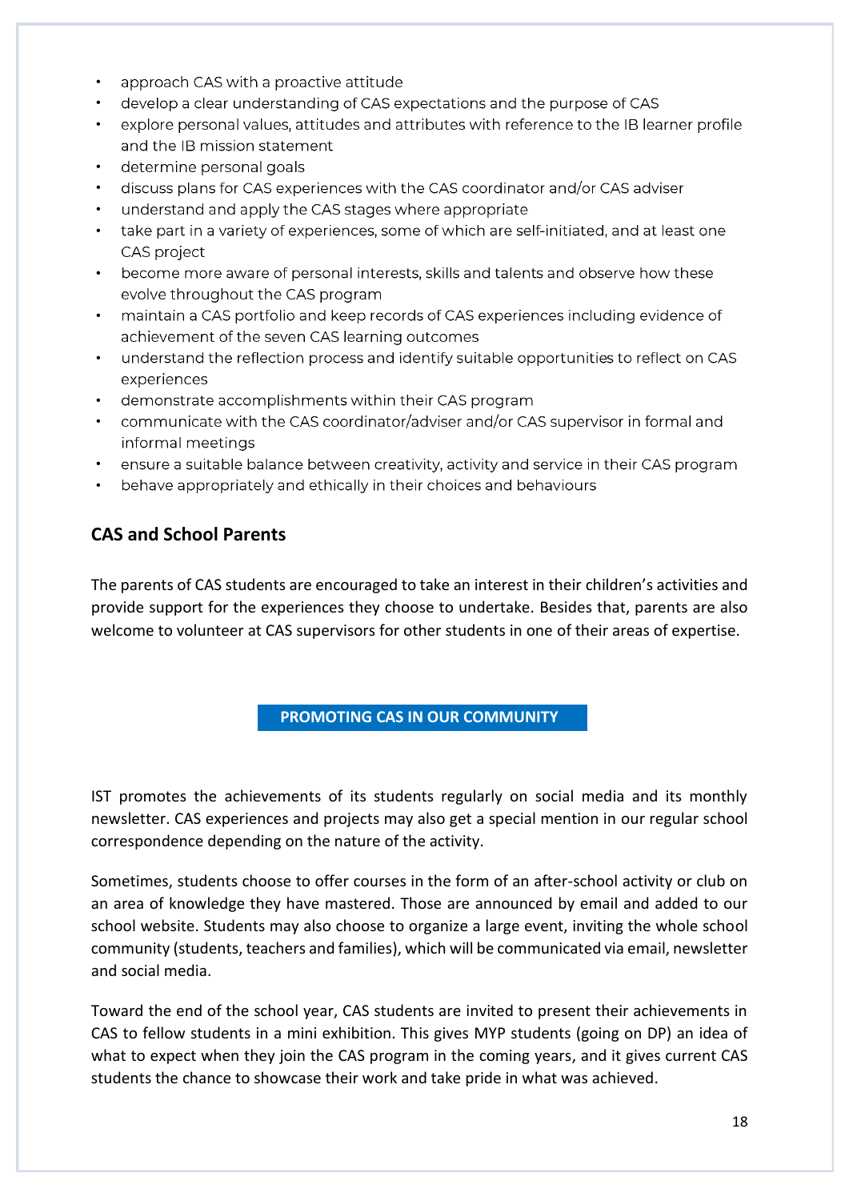- approach CAS with a proactive attitude
- develop a clear understanding of CAS expectations and the purpose of CAS
- explore personal values, attitudes and attributes with reference to the IB learner profile and the IB mission statement
- determine personal goals
- discuss plans for CAS experiences with the CAS coordinator and/or CAS adviser
- understand and apply the CAS stages where appropriate
- take part in a variety of experiences, some of which are self-initiated, and at least one CAS project
- become more aware of personal interests, skills and talents and observe how these evolve throughout the CAS program
- maintain a CAS portfolio and keep records of CAS experiences including evidence of achievement of the seven CAS learning outcomes
- understand the reflection process and identify suitable opportunities to reflect on CAS experiences
- demonstrate accomplishments within their CAS program
- communicate with the CAS coordinator/adviser and/or CAS supervisor in formal and informal meetings
- ensure a suitable balance between creativity, activity and service in their CAS program
- behave appropriately and ethically in their choices and behaviours

## CAS and School Parents

The parents of CAS students are encouraged to take an interest in their children's activities and provide support for the experiences they choose to undertake. Besides that, parents are also welcome to volunteer at CAS supervisors for other students in one of their areas of expertise.

## PROMOTING CAS IN OUR COMMUNITY

IST promotes the achievements of its students regularly on social media and its monthly newsletter. CAS experiences and projects may also get a special mention in our regular school correspondence depending on the nature of the activity.

Sometimes, students choose to offer courses in the form of an after-school activity or club on an area of knowledge they have mastered. Those are announced by email and added to our school website. Students may also choose to organize a large event, inviting the whole school community (students, teachers and families), which will be communicated via email, newsletter and social media.

Toward the end of the school year, CAS students are invited to present their achievements in CAS to fellow students in a mini exhibition. This gives MYP students (going on DP) an idea of what to expect when they join the CAS program in the coming years, and it gives current CAS students the chance to showcase their work and take pride in what was achieved.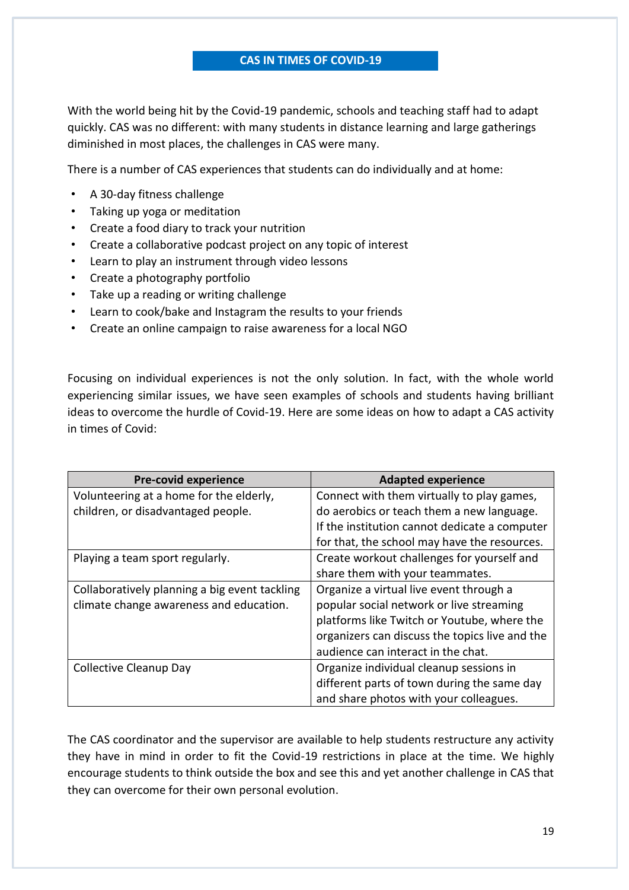## CAS IN TIMES OF COVID-19

With the world being hit by the Covid-19 pandemic, schools and teaching staff had to adapt quickly. CAS was no different: with many students in distance learning and large gatherings diminished in most places, the challenges in CAS were many.

There is a number of CAS experiences that students can do individually and at home:

- A 30-day fitness challenge
- Taking up yoga or meditation
- Create a food diary to track your nutrition
- Create a collaborative podcast project on any topic of interest
- Learn to play an instrument through video lessons
- Create a photography portfolio
- Take up a reading or writing challenge
- Learn to cook/bake and Instagram the results to your friends
- Create an online campaign to raise awareness for a local NGO

Focusing on individual experiences is not the only solution. In fact, with the whole world experiencing similar issues, we have seen examples of schools and students having brilliant ideas to overcome the hurdle of Covid-19. Here are some ideas on how to adapt a CAS activity in times of Covid:

| Pre-covid experience | Adapted experience |
|---|---|
| Volunteering at a home for the elderly, children, or disadvantaged people. | Connect with them virtually to play games, do aerobics or teach them a new language. If the institution cannot dedicate a computer for that, the school may have the resources. |
| Playing a team sport regularly. | Create workout challenges for yourself and share them with your teammates. |
| Collaboratively planning a big event tackling climate change awareness and education. | Organize a virtual live event through a popular social network or live streaming platforms like Twitch or Youtube, where the organizers can discuss the topics live and the audience can interact in the chat. |
| Collective Cleanup Day | Organize individual cleanup sessions in different parts of town during the same day and share photos with your colleagues. |

The CAS coordinator and the supervisor are available to help students restructure any activity they have in mind in order to fit the Covid-19 restrictions in place at the time. We highly encourage students to think outside the box and see this and yet another challenge in CAS that they can overcome for their own personal evolution.